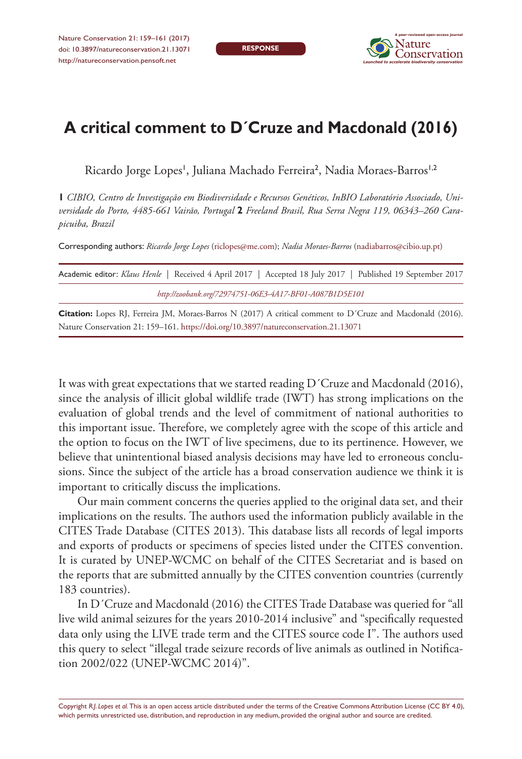# A critical comment to D´Cruze and Macdonald (2016)

Ricardo Jorge Lopes[1], Juliana Machado Ferreira[2], Nadia Moraes-Barros[1,2]

**1** *CIBIO, Centro de Investigação em Biodiversidade e Recursos Genéticos, InBIO Laboratório Associado, Universidade do Porto, 4485-661 Vairão, Portugal* **2** *Freeland Brasil, Rua Serra Negra 119, 06343–260 Carapicuiba, Brazil*

Corresponding authors: *Ricardo Jorge Lopes* (riclopes@me.com); *Nadia Moraes-Barros* (nadiabarros@cibio.up.pt)

Academic editor: *Klaus Henle* | Received 4 April 2017 | Accepted 18 July 2017 | Published 19 September 2017

*http://zoobank.org/72974751-06E3-4A17-BF01-A087B1D5E101*

**Citation:** Lopes RJ, Ferreira JM, Moraes-Barros N (2017) A critical comment to D´Cruze and Macdonald (2016). Nature Conservation 21: 159–161. https://doi.org/10.3897/natureconservation.21.13071

It was with great expectations that we started reading D´Cruze and Macdonald (2016), since the analysis of illicit global wildlife trade (IWT) has strong implications on the evaluation of global trends and the level of commitment of national authorities to this important issue. Therefore, we completely agree with the scope of this article and the option to focus on the IWT of live specimens, due to its pertinence. However, we believe that unintentional biased analysis decisions may have led to erroneous conclusions. Since the subject of the article has a broad conservation audience we think it is important to critically discuss the implications.

Our main comment concerns the queries applied to the original data set, and their implications on the results. The authors used the information publicly available in the CITES Trade Database (CITES 2013). This database lists all records of legal imports and exports of products or specimens of species listed under the CITES convention. It is curated by UNEP-WCMC on behalf of the CITES Secretariat and is based on the reports that are submitted annually by the CITES convention countries (currently 183 countries).

In D´Cruze and Macdonald (2016) the CITES Trade Database was queried for "all live wild animal seizures for the years 2010-2014 inclusive" and "specifically requested data only using the LIVE trade term and the CITES source code I". The authors used this query to select "illegal trade seizure records of live animals as outlined in Notification 2002/022 (UNEP-WCMC 2014)".

Copyright *R.J. Lopes et al.* This is an open access article distributed under the terms of the Creative Commons Attribution License (CC BY 4.0), which permits unrestricted use, distribution, and reproduction in any medium, provided the original author and source are credited.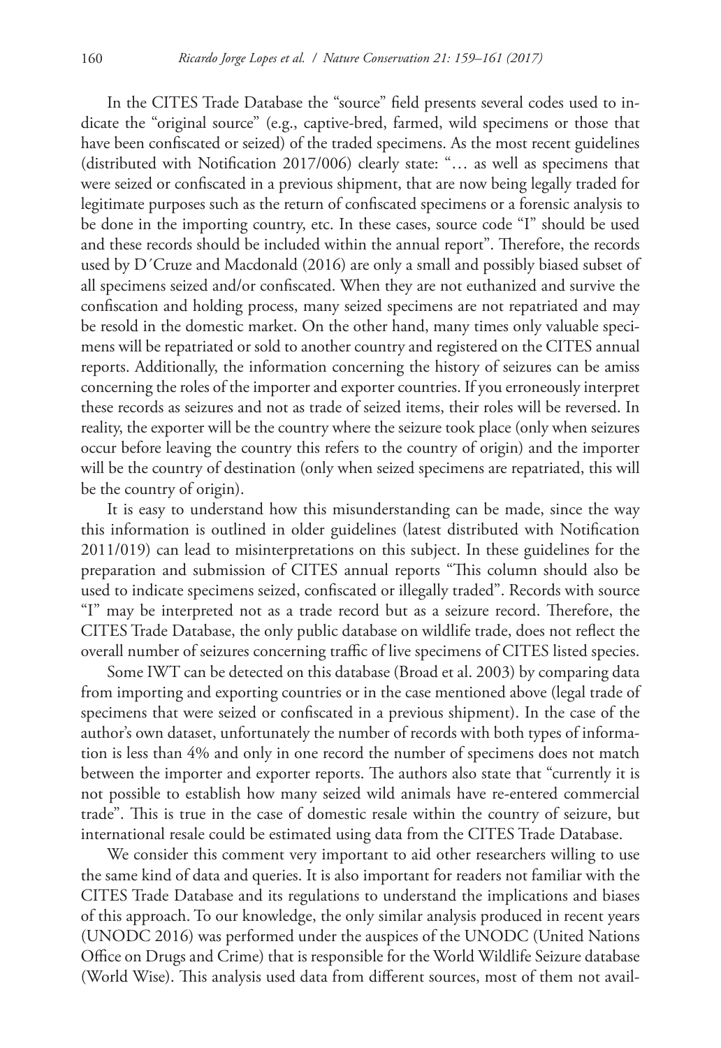In the CITES Trade Database the "source" field presents several codes used to indicate the "original source" (e.g., captive-bred, farmed, wild specimens or those that have been confiscated or seized) of the traded specimens. As the most recent guidelines (distributed with Notification 2017/006) clearly state: "… as well as specimens that were seized or confiscated in a previous shipment, that are now being legally traded for legitimate purposes such as the return of confiscated specimens or a forensic analysis to be done in the importing country, etc. In these cases, source code "I" should be used and these records should be included within the annual report". Therefore, the records used by D´Cruze and Macdonald (2016) are only a small and possibly biased subset of all specimens seized and/or confiscated. When they are not euthanized and survive the confiscation and holding process, many seized specimens are not repatriated and may be resold in the domestic market. On the other hand, many times only valuable specimens will be repatriated or sold to another country and registered on the CITES annual reports. Additionally, the information concerning the history of seizures can be amiss concerning the roles of the importer and exporter countries. If you erroneously interpret these records as seizures and not as trade of seized items, their roles will be reversed. In reality, the exporter will be the country where the seizure took place (only when seizures occur before leaving the country this refers to the country of origin) and the importer will be the country of destination (only when seized specimens are repatriated, this will be the country of origin).

It is easy to understand how this misunderstanding can be made, since the way this information is outlined in older guidelines (latest distributed with Notification 2011/019) can lead to misinterpretations on this subject. In these guidelines for the preparation and submission of CITES annual reports "This column should also be used to indicate specimens seized, confiscated or illegally traded". Records with source "I" may be interpreted not as a trade record but as a seizure record. Therefore, the CITES Trade Database, the only public database on wildlife trade, does not reflect the overall number of seizures concerning traffic of live specimens of CITES listed species.

Some IWT can be detected on this database (Broad et al. 2003) by comparing data from importing and exporting countries or in the case mentioned above (legal trade of specimens that were seized or confiscated in a previous shipment). In the case of the author's own dataset, unfortunately the number of records with both types of information is less than 4% and only in one record the number of specimens does not match between the importer and exporter reports. The authors also state that "currently it is not possible to establish how many seized wild animals have re-entered commercial trade". This is true in the case of domestic resale within the country of seizure, but international resale could be estimated using data from the CITES Trade Database.

We consider this comment very important to aid other researchers willing to use the same kind of data and queries. It is also important for readers not familiar with the CITES Trade Database and its regulations to understand the implications and biases of this approach. To our knowledge, the only similar analysis produced in recent years (UNODC 2016) was performed under the auspices of the UNODC (United Nations Office on Drugs and Crime) that is responsible for the World Wildlife Seizure database (World Wise). This analysis used data from different sources, most of them not avail-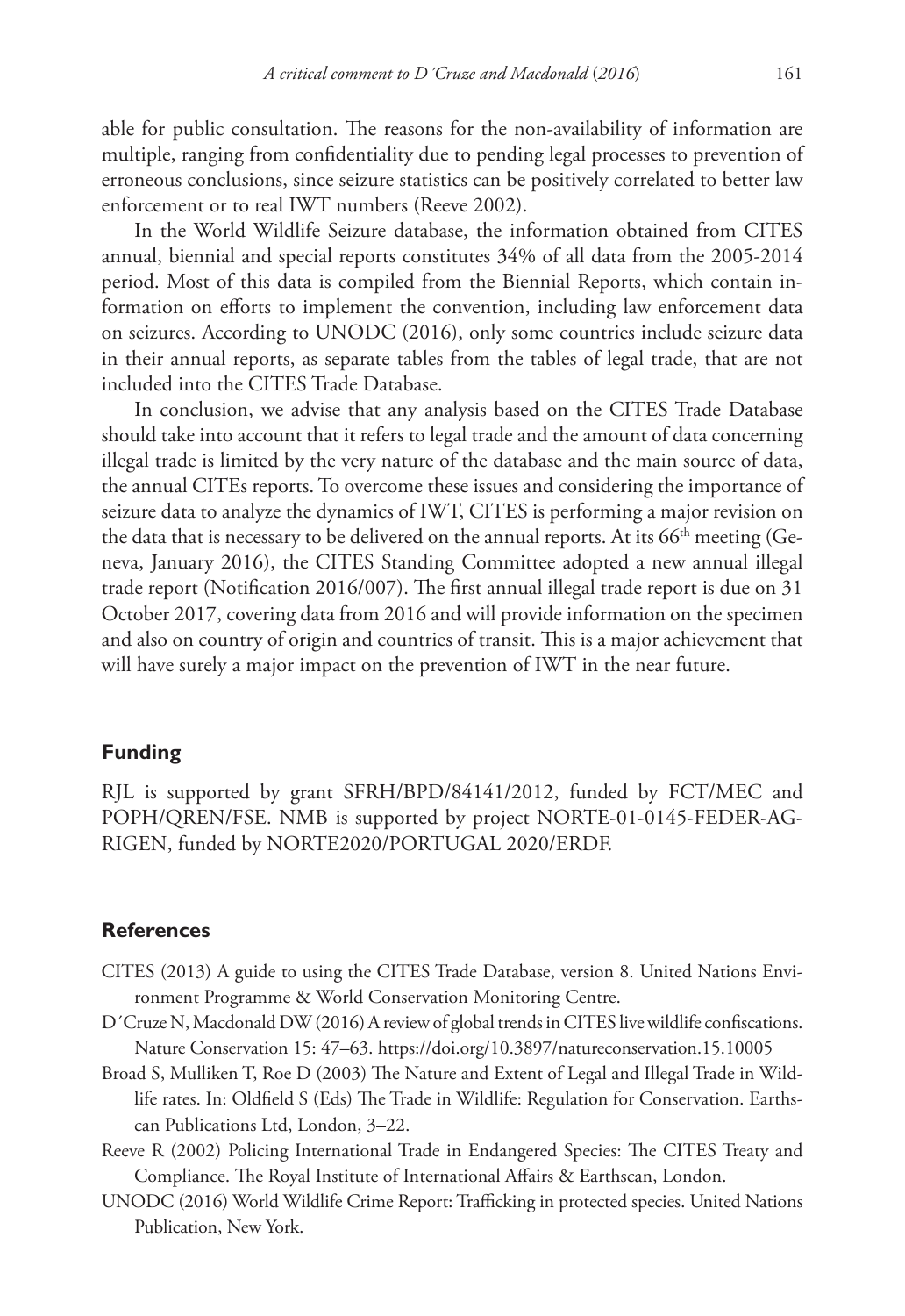able for public consultation. The reasons for the non-availability of information are multiple, ranging from confidentiality due to pending legal processes to prevention of erroneous conclusions, since seizure statistics can be positively correlated to better law enforcement or to real IWT numbers (Reeve 2002).

In the World Wildlife Seizure database, the information obtained from CITES annual, biennial and special reports constitutes 34% of all data from the 2005-2014 period. Most of this data is compiled from the Biennial Reports, which contain information on efforts to implement the convention, including law enforcement data on seizures. According to UNODC (2016), only some countries include seizure data in their annual reports, as separate tables from the tables of legal trade, that are not included into the CITES Trade Database.

In conclusion, we advise that any analysis based on the CITES Trade Database should take into account that it refers to legal trade and the amount of data concerning illegal trade is limited by the very nature of the database and the main source of data, the annual CITEs reports. To overcome these issues and considering the importance of seizure data to analyze the dynamics of IWT, CITES is performing a major revision on the data that is necessary to be delivered on the annual reports. At its 66th meeting (Geneva, January 2016), the CITES Standing Committee adopted a new annual illegal trade report (Notification 2016/007). The first annual illegal trade report is due on 31 October 2017, covering data from 2016 and will provide information on the specimen and also on country of origin and countries of transit. This is a major achievement that will have surely a major impact on the prevention of IWT in the near future.

## Funding

RJL is supported by grant SFRH/BPD/84141/2012, funded by FCT/MEC and POPH/QREN/FSE. NMB is supported by project NORTE-01-0145-FEDER-AGRIGEN, funded by NORTE2020/PORTUGAL 2020/ERDF.

## References

CITES (2013) A guide to using the CITES Trade Database, version 8. United Nations Environment Programme & World Conservation Monitoring Centre.

D´Cruze N, Macdonald DW (2016) A review of global trends in CITES live wildlife confiscations. Nature Conservation 15: 47–63. https://doi.org/10.3897/natureconservation.15.10005

Broad S, Mulliken T, Roe D (2003) The Nature and Extent of Legal and Illegal Trade in Wildlife rates. In: Oldfield S (Eds) The Trade in Wildlife: Regulation for Conservation. Earthscan Publications Ltd, London, 3–22.

Reeve R (2002) Policing International Trade in Endangered Species: The CITES Treaty and Compliance. The Royal Institute of International Affairs & Earthscan, London.

UNODC (2016) World Wildlife Crime Report: Trafficking in protected species. United Nations Publication, New York.